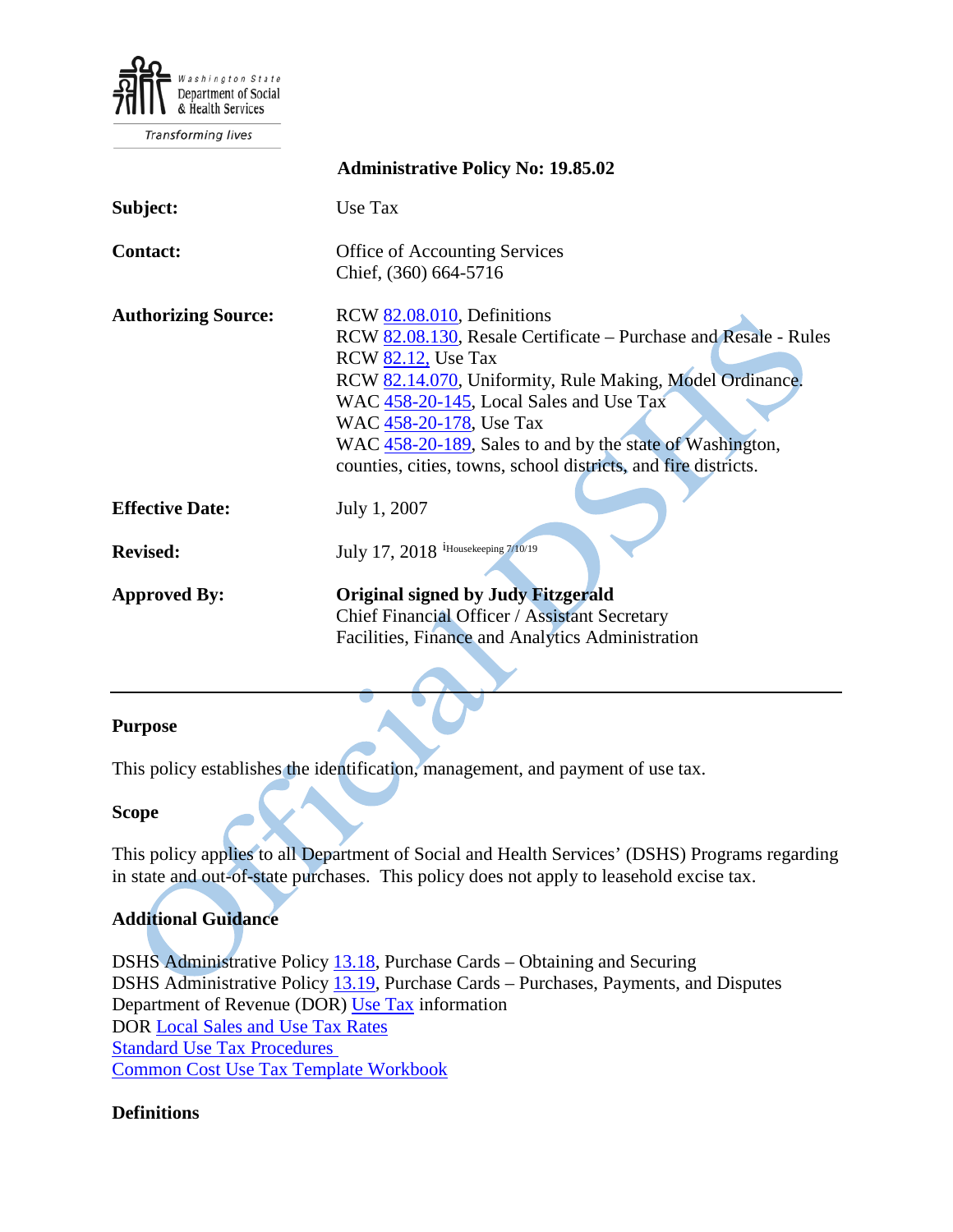Washington State Department of Social & Health Services

Transforming lives

**Administrative Policy No: 19.85.02**

| | |
|---|---|
| **Subject:** | Use Tax |
| **Contact:** | Office of Accounting Services<br>Chief, (360) 664-5716 |
| **Authorizing Source:** | RCW 82.08.010, Definitions<br>RCW 82.08.130, Resale Certificate – Purchase and Resale - Rules<br>RCW 82.12, Use Tax<br>RCW 82.14.070, Uniformity, Rule Making, Model Ordinance.<br>WAC 458-20-145, Local Sales and Use Tax<br>WAC 458-20-178, Use Tax<br>WAC 458-20-189, Sales to and by the state of Washington, counties, cities, towns, school districts, and fire districts. |
| **Effective Date:** | July 1, 2007 |
| **Revised:** | July 17, 2018 [i]Housekeeping 7/10/19 |
| **Approved By:** | **Original signed by Judy Fitzgerald**<br>Chief Financial Officer / Assistant Secretary<br>Facilities, Finance and Analytics Administration |

---

## Purpose

This policy establishes the identification, management, and payment of use tax.

## Scope

This policy applies to all Department of Social and Health Services' (DSHS) Programs regarding in state and out-of-state purchases. This policy does not apply to leasehold excise tax.

## Additional Guidance

DSHS Administrative Policy 13.18, Purchase Cards – Obtaining and Securing
DSHS Administrative Policy 13.19, Purchase Cards – Purchases, Payments, and Disputes
Department of Revenue (DOR) Use Tax information
DOR Local Sales and Use Tax Rates
Standard Use Tax Procedures
Common Cost Use Tax Template Workbook

## Definitions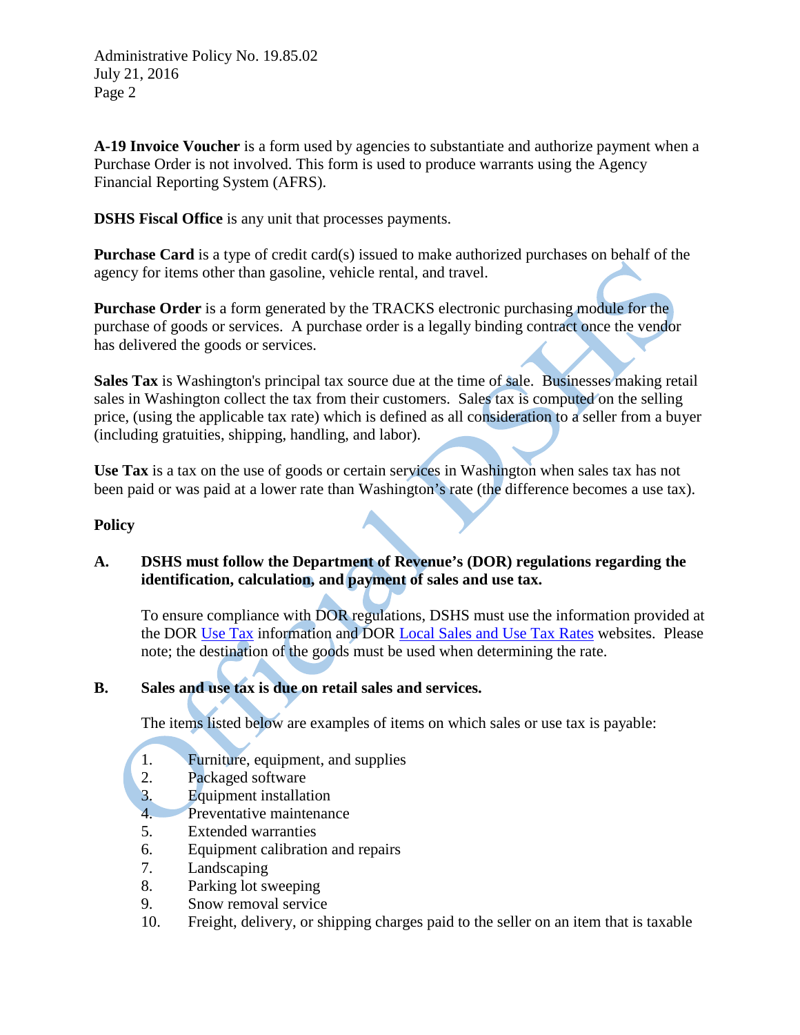**A-19 Invoice Voucher** is a form used by agencies to substantiate and authorize payment when a Purchase Order is not involved. This form is used to produce warrants using the Agency Financial Reporting System (AFRS).

**DSHS Fiscal Office** is any unit that processes payments.

**Purchase Card** is a type of credit card(s) issued to make authorized purchases on behalf of the agency for items other than gasoline, vehicle rental, and travel.

**Purchase Order** is a form generated by the TRACKS electronic purchasing module for the purchase of goods or services. A purchase order is a legally binding contract once the vendor has delivered the goods or services.

**Sales Tax** is Washington's principal tax source due at the time of sale. Businesses making retail sales in Washington collect the tax from their customers. Sales tax is computed on the selling price, (using the applicable tax rate) which is defined as all consideration to a seller from a buyer (including gratuities, shipping, handling, and labor).

**Use Tax** is a tax on the use of goods or certain services in Washington when sales tax has not been paid or was paid at a lower rate than Washington's rate (the difference becomes a use tax).

## Policy

**A. DSHS must follow the Department of Revenue's (DOR) regulations regarding the identification, calculation, and payment of sales and use tax.**

To ensure compliance with DOR regulations, DSHS must use the information provided at the DOR [Use Tax] information and DOR [Local Sales and Use Tax Rates] websites. Please note; the destination of the goods must be used when determining the rate.

**B. Sales and use tax is due on retail sales and services.**

The items listed below are examples of items on which sales or use tax is payable:

1. Furniture, equipment, and supplies
2. Packaged software
3. Equipment installation
4. Preventative maintenance
5. Extended warranties
6. Equipment calibration and repairs
7. Landscaping
8. Parking lot sweeping
9. Snow removal service
10. Freight, delivery, or shipping charges paid to the seller on an item that is taxable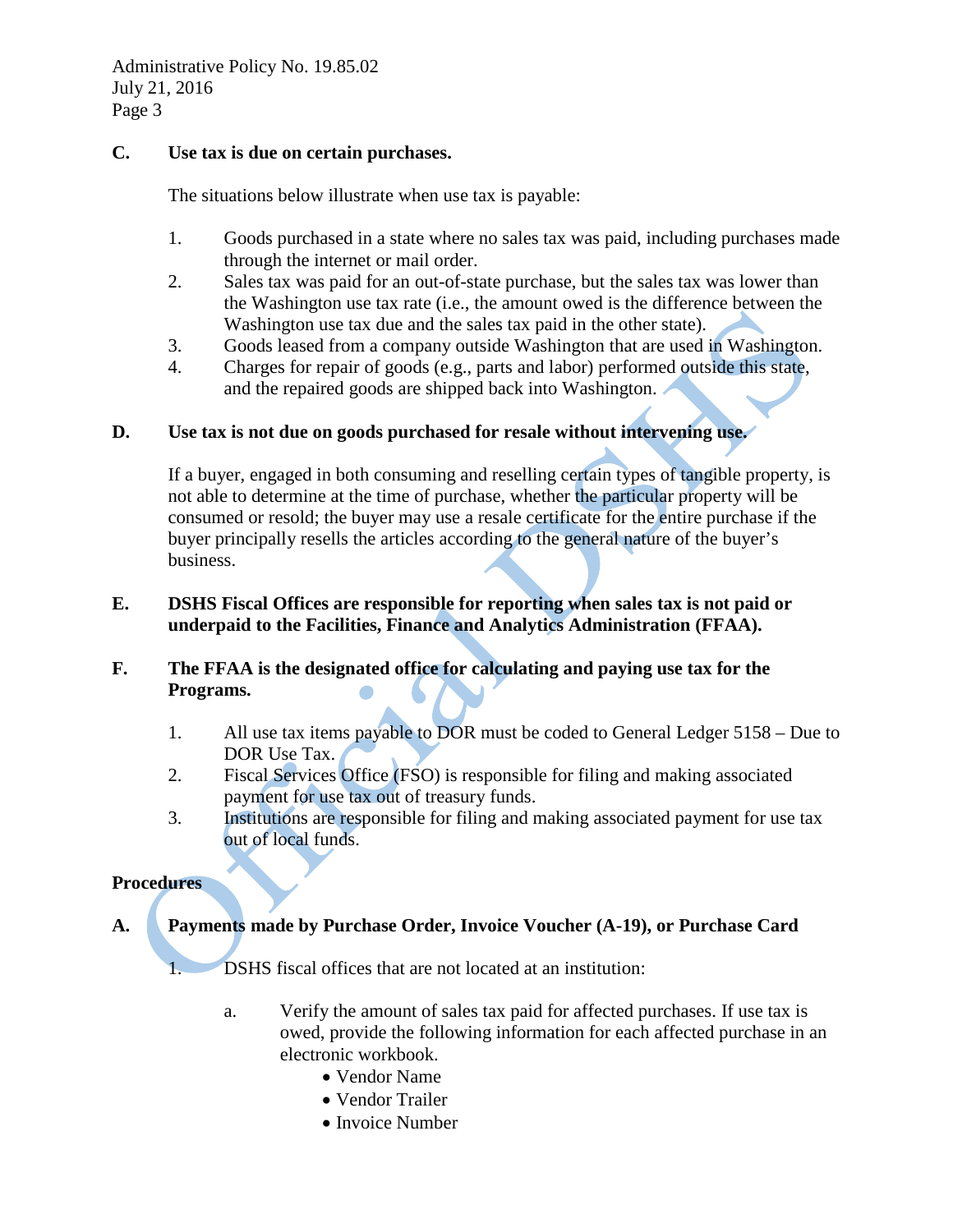**C.** **Use tax is due on certain purchases.**

The situations below illustrate when use tax is payable:

1. Goods purchased in a state where no sales tax was paid, including purchases made through the internet or mail order.
2. Sales tax was paid for an out-of-state purchase, but the sales tax was lower than the Washington use tax rate (i.e., the amount owed is the difference between the Washington use tax due and the sales tax paid in the other state).
3. Goods leased from a company outside Washington that are used in Washington.
4. Charges for repair of goods (e.g., parts and labor) performed outside this state, and the repaired goods are shipped back into Washington.

**D.** **Use tax is not due on goods purchased for resale without intervening use.**

If a buyer, engaged in both consuming and reselling certain types of tangible property, is not able to determine at the time of purchase, whether the particular property will be consumed or resold; the buyer may use a resale certificate for the entire purchase if the buyer principally resells the articles according to the general nature of the buyer's business.

**E.** **DSHS Fiscal Offices are responsible for reporting when sales tax is not paid or underpaid to the Facilities, Finance and Analytics Administration (FFAA).**

**F.** **The FFAA is the designated office for calculating and paying use tax for the Programs.**

1. All use tax items payable to DOR must be coded to General Ledger 5158 – Due to DOR Use Tax.
2. Fiscal Services Office (FSO) is responsible for filing and making associated payment for use tax out of treasury funds.
3. Institutions are responsible for filing and making associated payment for use tax out of local funds.

**Procedures**

**A.** **Payments made by Purchase Order, Invoice Voucher (A-19), or Purchase Card**

1. DSHS fiscal offices that are not located at an institution:

   a. Verify the amount of sales tax paid for affected purchases. If use tax is owed, provide the following information for each affected purchase in an electronic workbook.
      - Vendor Name
      - Vendor Trailer
      - Invoice Number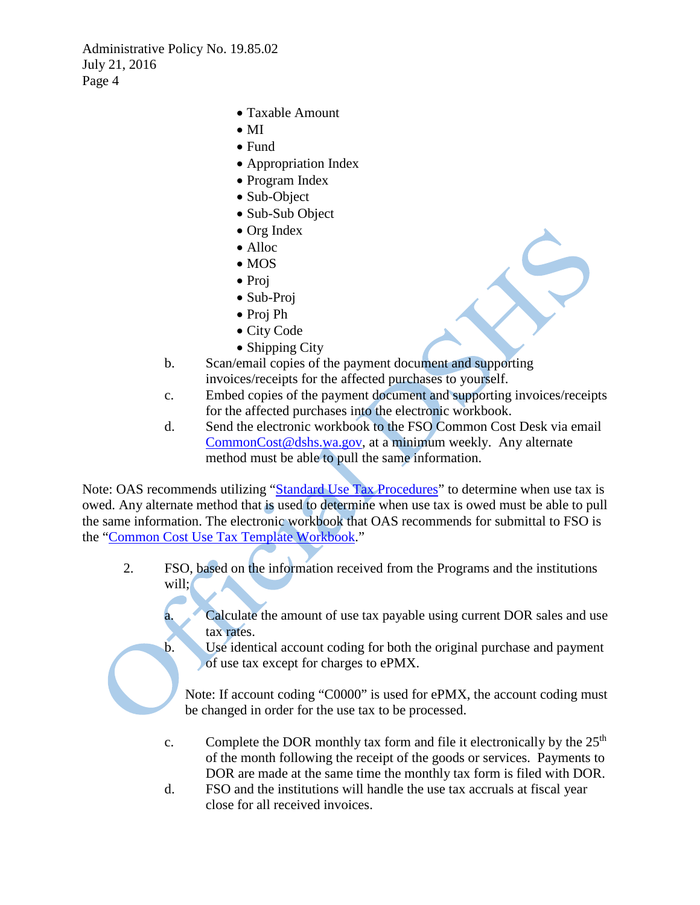- Taxable Amount
- MI
- Fund
- Appropriation Index
- Program Index
- Sub-Object
- Sub-Sub Object
- Org Index
- Alloc
- MOS
- Proj
- Sub-Proj
- Proj Ph
- City Code
- Shipping City

b. Scan/email copies of the payment document and supporting invoices/receipts for the affected purchases to yourself.

c. Embed copies of the payment document and supporting invoices/receipts for the affected purchases into the electronic workbook.

d. Send the electronic workbook to the FSO Common Cost Desk via email CommonCost@dshs.wa.gov, at a minimum weekly. Any alternate method must be able to pull the same information.

Note: OAS recommends utilizing "Standard Use Tax Procedures" to determine when use tax is owed. Any alternate method that is used to determine when use tax is owed must be able to pull the same information. The electronic workbook that OAS recommends for submittal to FSO is the "Common Cost Use Tax Template Workbook."

2. FSO, based on the information received from the Programs and the institutions will;

   a. Calculate the amount of use tax payable using current DOR sales and use tax rates.

   b. Use identical account coding for both the original purchase and payment of use tax except for charges to ePMX.

   Note: If account coding "C0000" is used for ePMX, the account coding must be changed in order for the use tax to be processed.

   c. Complete the DOR monthly tax form and file it electronically by the 25th of the month following the receipt of the goods or services. Payments to DOR are made at the same time the monthly tax form is filed with DOR.

   d. FSO and the institutions will handle the use tax accruals at fiscal year close for all received invoices.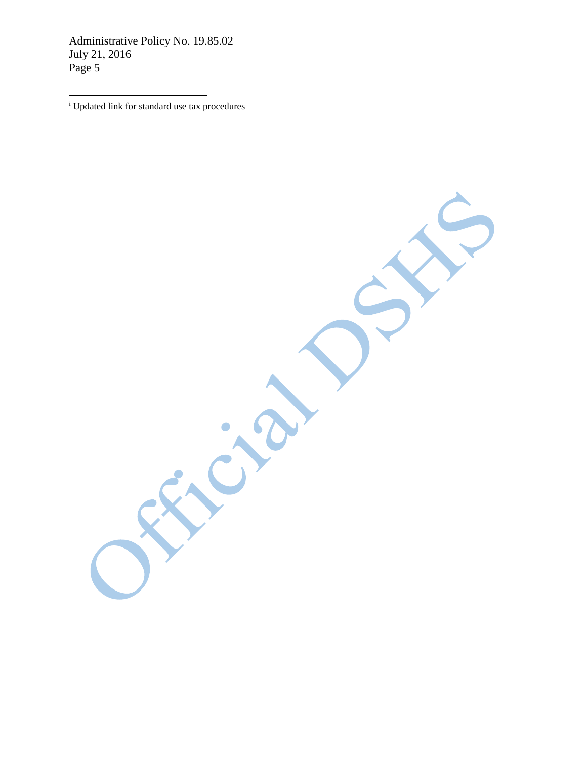[i] Updated link for standard use tax procedures